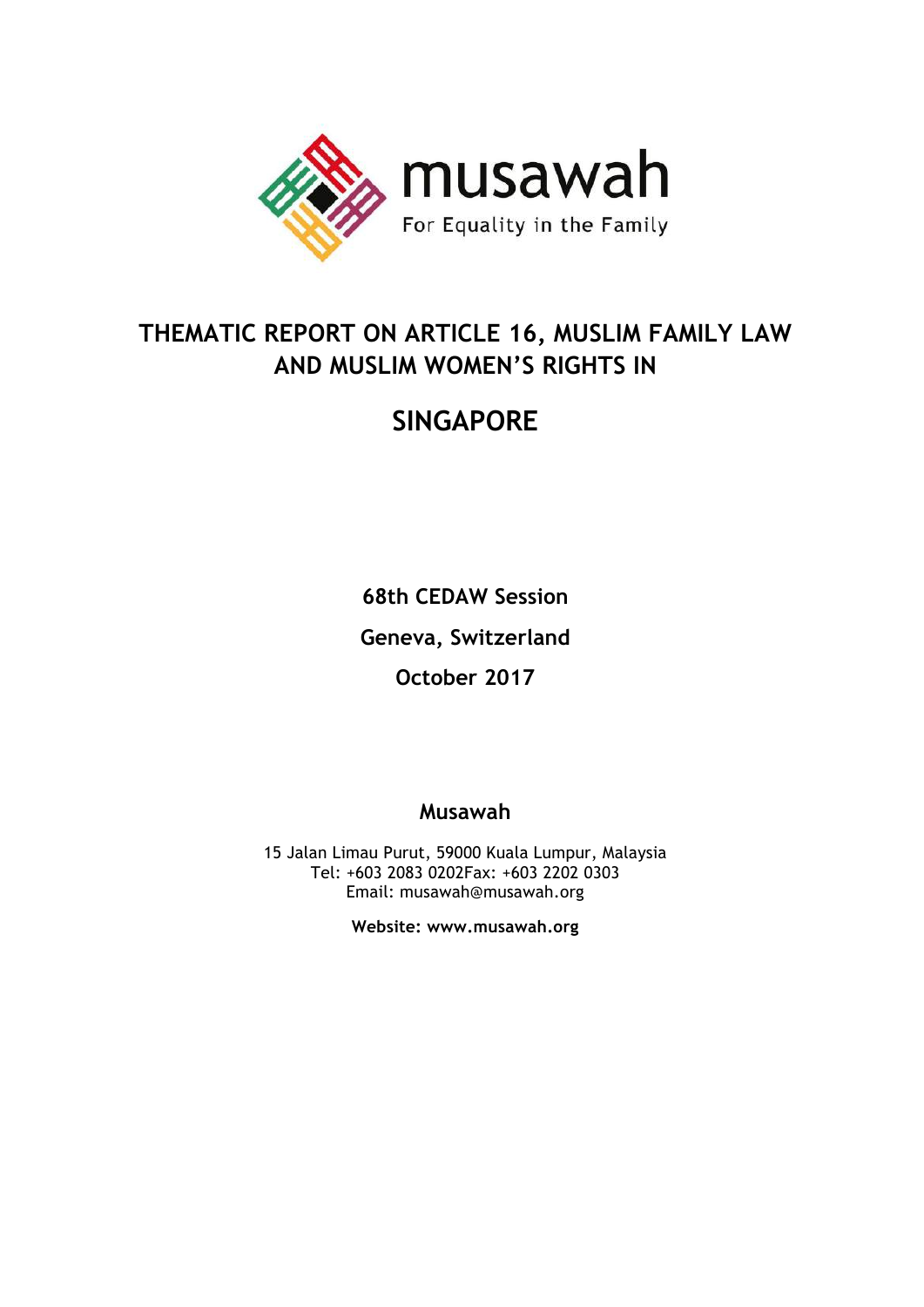musawah

For Equality in the Family

# THEMATIC REPORT ON ARTICLE 16, MUSLIM FAMILY LAW AND MUSLIM WOMEN'S RIGHTS IN

# SINGAPORE

**68th CEDAW Session**

**Geneva, Switzerland**

**October 2017**

**Musawah**

15 Jalan Limau Purut, 59000 Kuala Lumpur, Malaysia
Tel: +603 2083 0202Fax: +603 2202 0303
Email: musawah@musawah.org

**Website: www.musawah.org**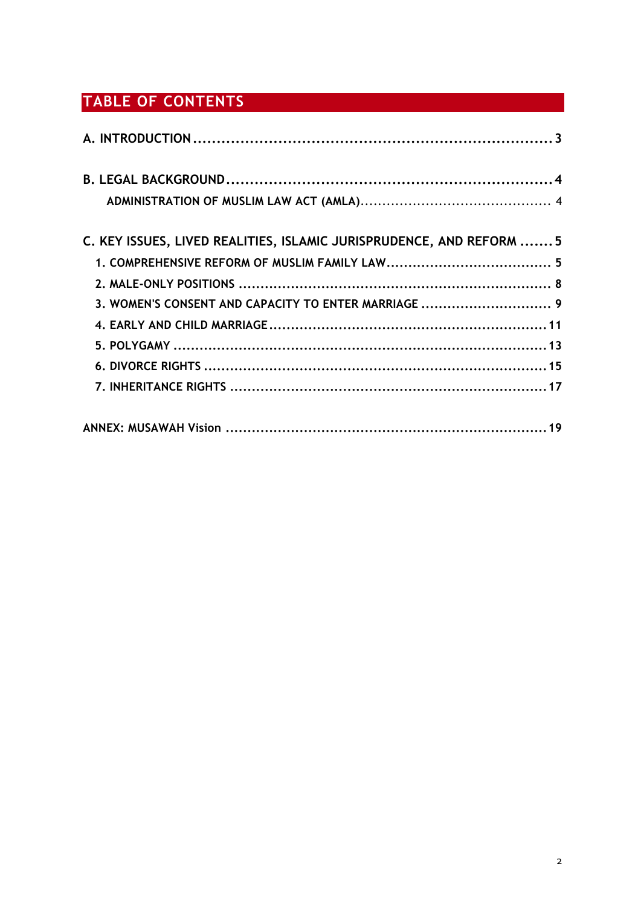# TABLE OF CONTENTS

A. INTRODUCTION ........................................................................... 3

B. LEGAL BACKGROUND ..................................................................... 4

ADMINISTRATION OF MUSLIM LAW ACT (AMLA) ........................................... 4

C. KEY ISSUES, LIVED REALITIES, ISLAMIC JURISPRUDENCE, AND REFORM ....... 5

1. COMPREHENSIVE REFORM OF MUSLIM FAMILY LAW ..................................... 5

2. MALE-ONLY POSITIONS ....................................................................... 8

3. WOMEN'S CONSENT AND CAPACITY TO ENTER MARRIAGE ............................ 9

4. EARLY AND CHILD MARRIAGE ............................................................... 11

5. POLYGAMY ...................................................................................... 13

6. DIVORCE RIGHTS .............................................................................. 15

7. INHERITANCE RIGHTS ........................................................................ 17

ANNEX: MUSAWAH Vision ......................................................................... 19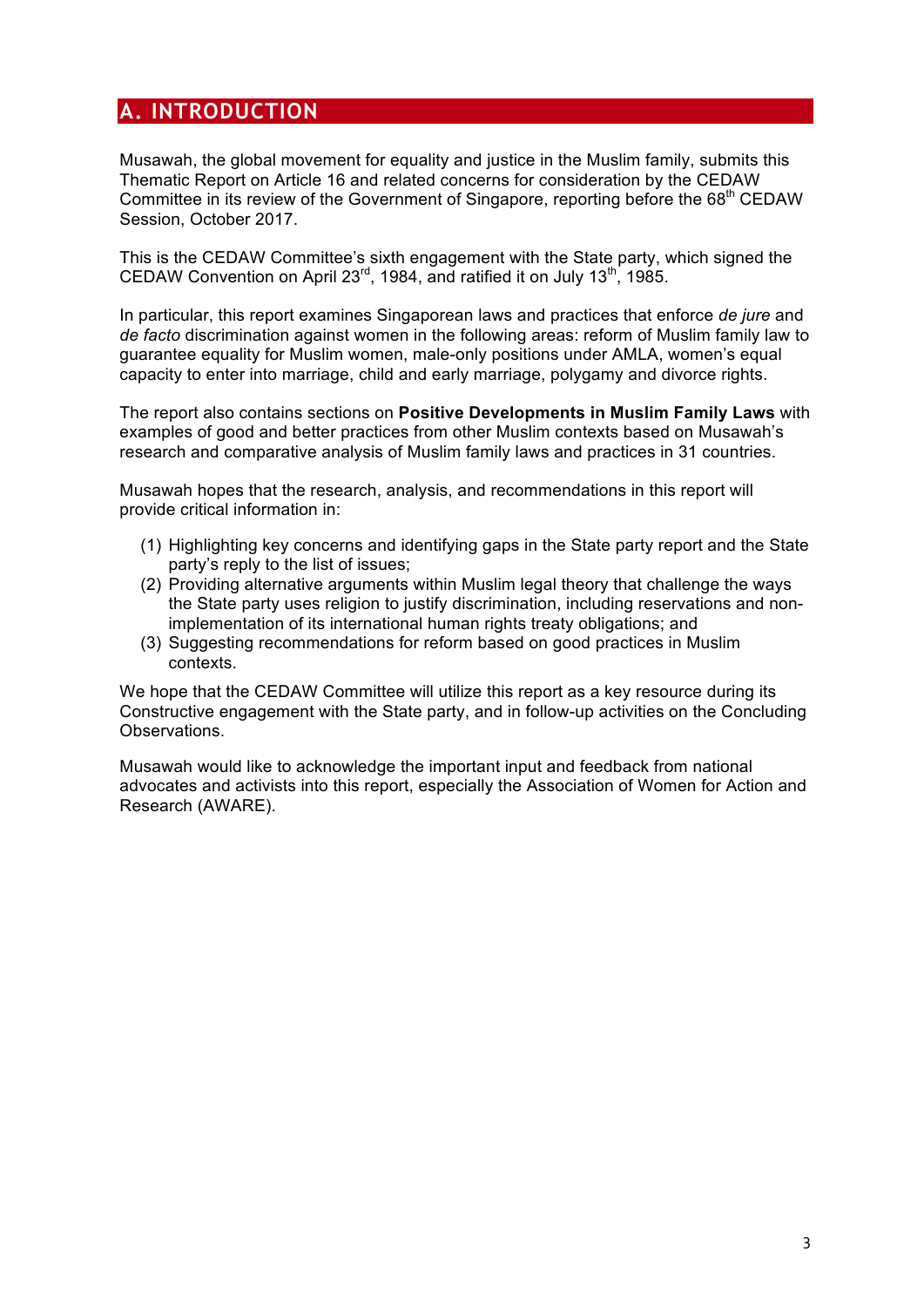## A. INTRODUCTION

Musawah, the global movement for equality and justice in the Muslim family, submits this Thematic Report on Article 16 and related concerns for consideration by the CEDAW Committee in its review of the Government of Singapore, reporting before the 68th CEDAW Session, October 2017.

This is the CEDAW Committee's sixth engagement with the State party, which signed the CEDAW Convention on April 23rd, 1984, and ratified it on July 13th, 1985.

In particular, this report examines Singaporean laws and practices that enforce *de jure* and *de facto* discrimination against women in the following areas: reform of Muslim family law to guarantee equality for Muslim women, male-only positions under AMLA, women's equal capacity to enter into marriage, child and early marriage, polygamy and divorce rights.

The report also contains sections on **Positive Developments in Muslim Family Laws** with examples of good and better practices from other Muslim contexts based on Musawah's research and comparative analysis of Muslim family laws and practices in 31 countries.

Musawah hopes that the research, analysis, and recommendations in this report will provide critical information in:

(1) Highlighting key concerns and identifying gaps in the State party report and the State party's reply to the list of issues;
(2) Providing alternative arguments within Muslim legal theory that challenge the ways the State party uses religion to justify discrimination, including reservations and non-implementation of its international human rights treaty obligations; and
(3) Suggesting recommendations for reform based on good practices in Muslim contexts.

We hope that the CEDAW Committee will utilize this report as a key resource during its Constructive engagement with the State party, and in follow-up activities on the Concluding Observations.

Musawah would like to acknowledge the important input and feedback from national advocates and activists into this report, especially the Association of Women for Action and Research (AWARE).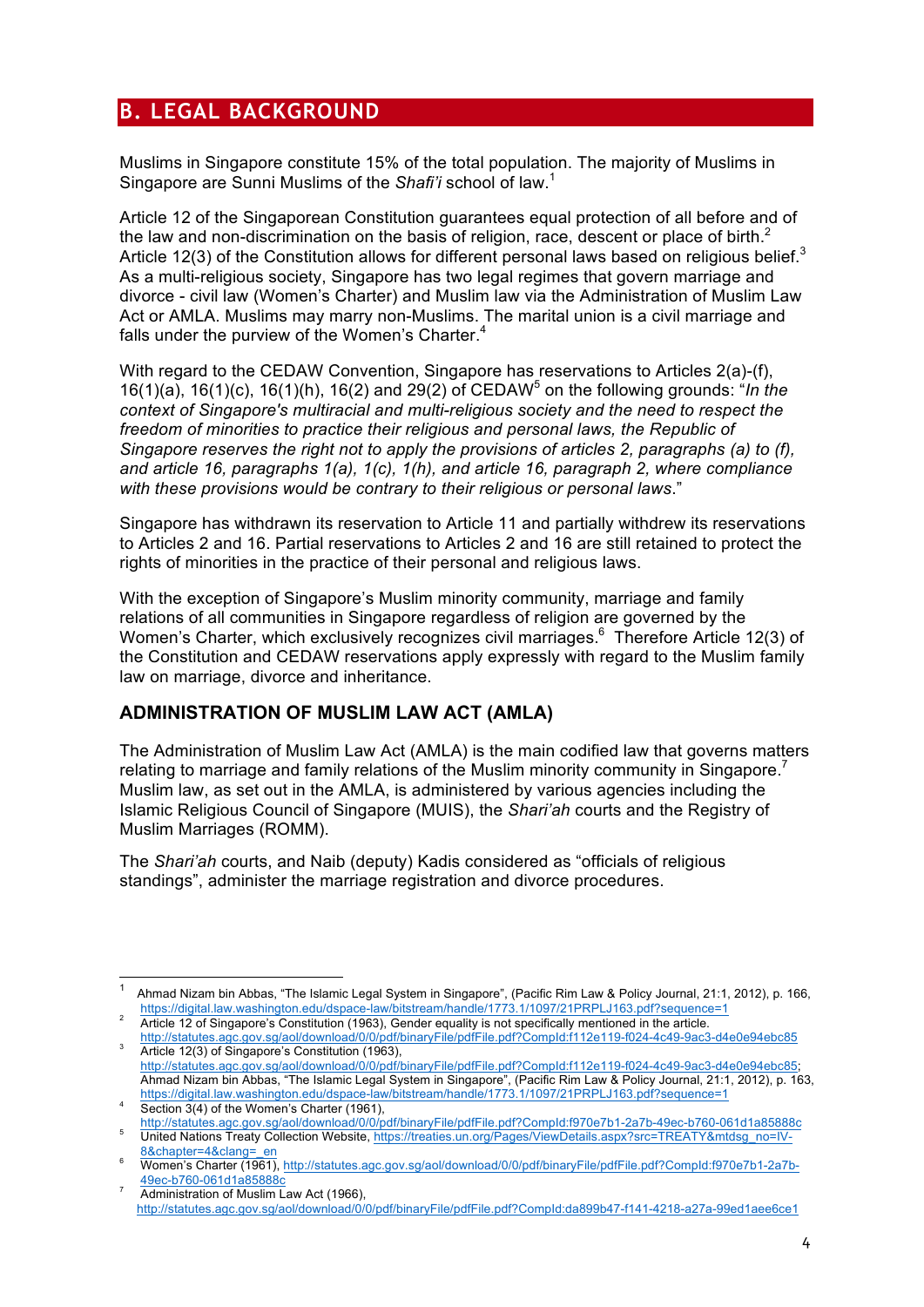## B. LEGAL BACKGROUND

Muslims in Singapore constitute 15% of the total population. The majority of Muslims in Singapore are Sunni Muslims of the *Shafi'i* school of law.[1]

Article 12 of the Singaporean Constitution guarantees equal protection of all before and of the law and non-discrimination on the basis of religion, race, descent or place of birth.[2] Article 12(3) of the Constitution allows for different personal laws based on religious belief.[3] As a multi-religious society, Singapore has two legal regimes that govern marriage and divorce - civil law (Women's Charter) and Muslim law via the Administration of Muslim Law Act or AMLA. Muslims may marry non-Muslims. The marital union is a civil marriage and falls under the purview of the Women's Charter.[4]

With regard to the CEDAW Convention, Singapore has reservations to Articles 2(a)-(f), 16(1)(a), 16(1)(c), 16(1)(h), 16(2) and 29(2) of CEDAW[5] on the following grounds: "*In the context of Singapore's multiracial and multi-religious society and the need to respect the freedom of minorities to practice their religious and personal laws, the Republic of Singapore reserves the right not to apply the provisions of articles 2, paragraphs (a) to (f), and article 16, paragraphs 1(a), 1(c), 1(h), and article 16, paragraph 2, where compliance with these provisions would be contrary to their religious or personal laws*."

Singapore has withdrawn its reservation to Article 11 and partially withdrew its reservations to Articles 2 and 16. Partial reservations to Articles 2 and 16 are still retained to protect the rights of minorities in the practice of their personal and religious laws.

With the exception of Singapore's Muslim minority community, marriage and family relations of all communities in Singapore regardless of religion are governed by the Women's Charter, which exclusively recognizes civil marriages.[6] Therefore Article 12(3) of the Constitution and CEDAW reservations apply expressly with regard to the Muslim family law on marriage, divorce and inheritance.

### ADMINISTRATION OF MUSLIM LAW ACT (AMLA)

The Administration of Muslim Law Act (AMLA) is the main codified law that governs matters relating to marriage and family relations of the Muslim minority community in Singapore.[7] Muslim law, as set out in the AMLA, is administered by various agencies including the Islamic Religious Council of Singapore (MUIS), the *Shari'ah* courts and the Registry of Muslim Marriages (ROMM).

The *Shari'ah* courts, and Naib (deputy) Kadis considered as "officials of religious standings", administer the marriage registration and divorce procedures.

---

[1] Ahmad Nizam bin Abbas, "The Islamic Legal System in Singapore", (Pacific Rim Law & Policy Journal, 21:1, 2012), p. 166, https://digital.law.washington.edu/dspace-law/bitstream/handle/1773.1/1097/21PRPLJ163.pdf?sequence=1

[2] Article 12 of Singapore's Constitution (1963), Gender equality is not specifically mentioned in the article. http://statutes.agc.gov.sg/aol/download/0/0/pdf/binaryFile/pdfFile.pdf?CompId:f112e119-f024-4c49-9ac3-d4e0e94ebc85

[3] Article 12(3) of Singapore's Constitution (1963), http://statutes.agc.gov.sg/aol/download/0/0/pdf/binaryFile/pdfFile.pdf?CompId:f112e119-f024-4c49-9ac3-d4e0e94ebc85; Ahmad Nizam bin Abbas, "The Islamic Legal System in Singapore", (Pacific Rim Law & Policy Journal, 21:1, 2012), p. 163, https://digital.law.washington.edu/dspace-law/bitstream/handle/1773.1/1097/21PRPLJ163.pdf?sequence=1

[4] Section 3(4) of the Women's Charter (1961), http://statutes.agc.gov.sg/aol/download/0/0/pdf/binaryFile/pdfFile.pdf?CompId:f970e7b1-2a7b-49ec-b760-061d1a85888c

[5] United Nations Treaty Collection Website, https://treaties.un.org/Pages/ViewDetails.aspx?src=TREATY&mtdsg_no=IV-8&chapter=4&clang=_en

[6] Women's Charter (1961), http://statutes.agc.gov.sg/aol/download/0/0/pdf/binaryFile/pdfFile.pdf?CompId:f970e7b1-2a7b-49ec-b760-061d1a85888c

[7] Administration of Muslim Law Act (1966), http://statutes.agc.gov.sg/aol/download/0/0/pdf/binaryFile/pdfFile.pdf?CompId:da899b47-f141-4218-a27a-99ed1aee6ce1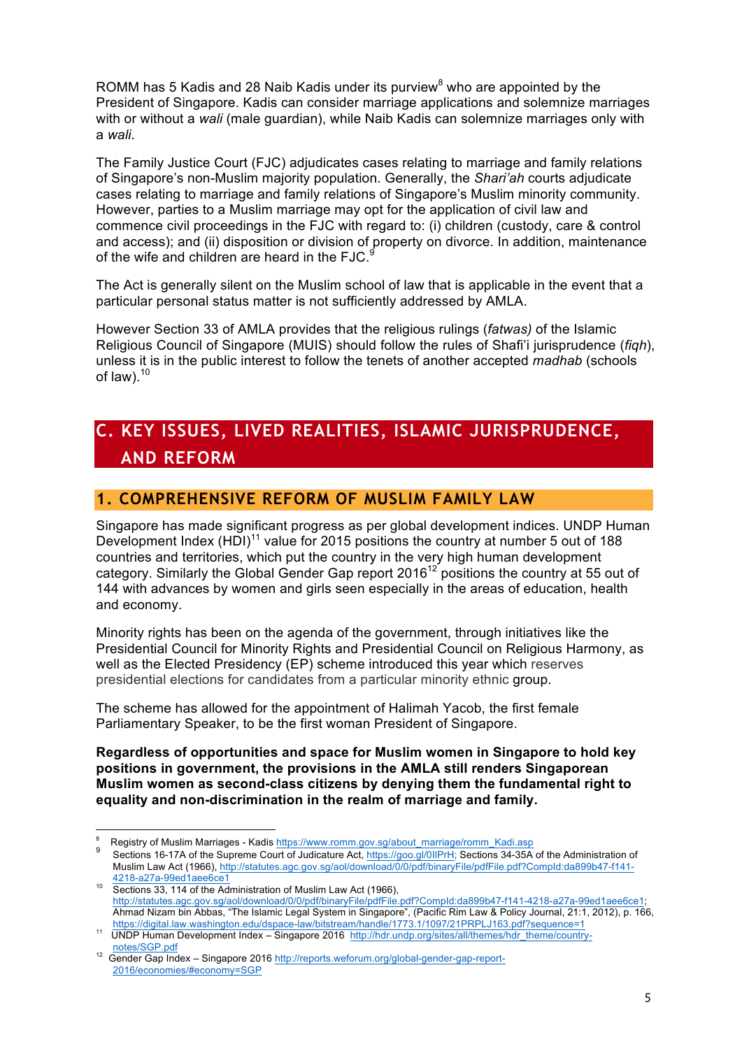ROMM has 5 Kadis and 28 Naib Kadis under its purview[8] who are appointed by the President of Singapore. Kadis can consider marriage applications and solemnize marriages with or without a *wali* (male guardian), while Naib Kadis can solemnize marriages only with a *wali*.

The Family Justice Court (FJC) adjudicates cases relating to marriage and family relations of Singapore's non-Muslim majority population. Generally, the *Shari'ah* courts adjudicate cases relating to marriage and family relations of Singapore's Muslim minority community. However, parties to a Muslim marriage may opt for the application of civil law and commence civil proceedings in the FJC with regard to: (i) children (custody, care & control and access); and (ii) disposition or division of property on divorce. In addition, maintenance of the wife and children are heard in the FJC.[9]

The Act is generally silent on the Muslim school of law that is applicable in the event that a particular personal status matter is not sufficiently addressed by AMLA.

However Section 33 of AMLA provides that the religious rulings (*fatwas)* of the Islamic Religious Council of Singapore (MUIS) should follow the rules of Shafi'i jurisprudence (*fiqh*), unless it is in the public interest to follow the tenets of another accepted *madhab* (schools of law).[10]

# C. KEY ISSUES, LIVED REALITIES, ISLAMIC JURISPRUDENCE, AND REFORM

## 1. COMPREHENSIVE REFORM OF MUSLIM FAMILY LAW

Singapore has made significant progress as per global development indices. UNDP Human Development Index (HDI)[11] value for 2015 positions the country at number 5 out of 188 countries and territories, which put the country in the very high human development category. Similarly the Global Gender Gap report 2016[12] positions the country at 55 out of 144 with advances by women and girls seen especially in the areas of education, health and economy.

Minority rights has been on the agenda of the government, through initiatives like the Presidential Council for Minority Rights and Presidential Council on Religious Harmony, as well as the Elected Presidency (EP) scheme introduced this year which reserves presidential elections for candidates from a particular minority ethnic group.

The scheme has allowed for the appointment of Halimah Yacob, the first female Parliamentary Speaker, to be the first woman President of Singapore.

**Regardless of opportunities and space for Muslim women in Singapore to hold key positions in government, the provisions in the AMLA still renders Singaporean Muslim women as second-class citizens by denying them the fundamental right to equality and non-discrimination in the realm of marriage and family.**

---

[8] Registry of Muslim Marriages - Kadis https://www.romm.gov.sg/about_marriage/romm_Kadi.asp

[9] Sections 16-17A of the Supreme Court of Judicature Act, https://goo.gl/0llPrH; Sections 34-35A of the Administration of Muslim Law Act (1966), http://statutes.agc.gov.sg/aol/download/0/0/pdf/binaryFile/pdfFile.pdf?CompId:da899b47-f141-4218-a27a-99ed1aee6ce1

[10] Sections 33, 114 of the Administration of Muslim Law Act (1966), http://statutes.agc.gov.sg/aol/download/0/0/pdf/binaryFile/pdfFile.pdf?CompId:da899b47-f141-4218-a27a-99ed1aee6ce1; Ahmad Nizam bin Abbas, "The Islamic Legal System in Singapore", (Pacific Rim Law & Policy Journal, 21:1, 2012), p. 166, https://digital.law.washington.edu/dspace-law/bitstream/handle/1773.1/1097/21PRPLJ163.pdf?sequence=1

[11] UNDP Human Development Index – Singapore 2016 http://hdr.undp.org/sites/all/themes/hdr_theme/country-notes/SGP.pdf

[12] Gender Gap Index – Singapore 2016 http://reports.weforum.org/global-gender-gap-report-2016/economies/#economy=SGP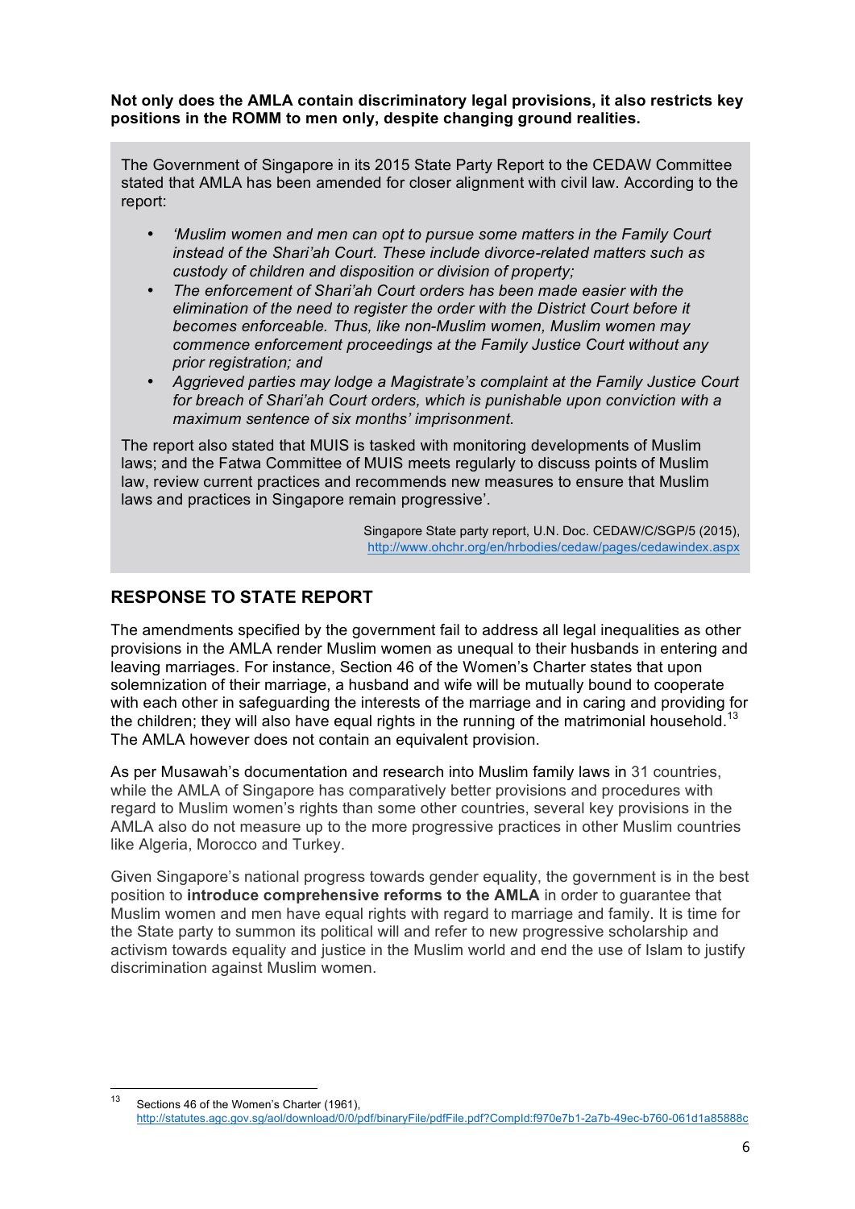**Not only does the AMLA contain discriminatory legal provisions, it also restricts key positions in the ROMM to men only, despite changing ground realities.**

> The Government of Singapore in its 2015 State Party Report to the CEDAW Committee stated that AMLA has been amended for closer alignment with civil law. According to the report:
>
> - *'Muslim women and men can opt to pursue some matters in the Family Court instead of the Shari'ah Court. These include divorce-related matters such as custody of children and disposition or division of property;*
> - *The enforcement of Shari'ah Court orders has been made easier with the elimination of the need to register the order with the District Court before it becomes enforceable. Thus, like non-Muslim women, Muslim women may commence enforcement proceedings at the Family Justice Court without any prior registration; and*
> - *Aggrieved parties may lodge a Magistrate's complaint at the Family Justice Court for breach of Shari'ah Court orders, which is punishable upon conviction with a maximum sentence of six months' imprisonment.*
>
> The report also stated that MUIS is tasked with monitoring developments of Muslim laws; and the Fatwa Committee of MUIS meets regularly to discuss points of Muslim law, review current practices and recommends new measures to ensure that Muslim laws and practices in Singapore remain progressive'.
>
> Singapore State party report, U.N. Doc. CEDAW/C/SGP/5 (2015), http://www.ohchr.org/en/hrbodies/cedaw/pages/cedawindex.aspx

## RESPONSE TO STATE REPORT

The amendments specified by the government fail to address all legal inequalities as other provisions in the AMLA render Muslim women as unequal to their husbands in entering and leaving marriages. For instance, Section 46 of the Women's Charter states that upon solemnization of their marriage, a husband and wife will be mutually bound to cooperate with each other in safeguarding the interests of the marriage and in caring and providing for the children; they will also have equal rights in the running of the matrimonial household.[13] The AMLA however does not contain an equivalent provision.

As per Musawah's documentation and research into Muslim family laws in 31 countries, while the AMLA of Singapore has comparatively better provisions and procedures with regard to Muslim women's rights than some other countries, several key provisions in the AMLA also do not measure up to the more progressive practices in other Muslim countries like Algeria, Morocco and Turkey.

Given Singapore's national progress towards gender equality, the government is in the best position to **introduce comprehensive reforms to the AMLA** in order to guarantee that Muslim women and men have equal rights with regard to marriage and family. It is time for the State party to summon its political will and refer to new progressive scholarship and activism towards equality and justice in the Muslim world and end the use of Islam to justify discrimination against Muslim women.

---

[13] Sections 46 of the Women's Charter (1961), http://statutes.agc.gov.sg/aol/download/0/0/pdf/binaryFile/pdfFile.pdf?CompId:f970e7b1-2a7b-49ec-b760-061d1a85888c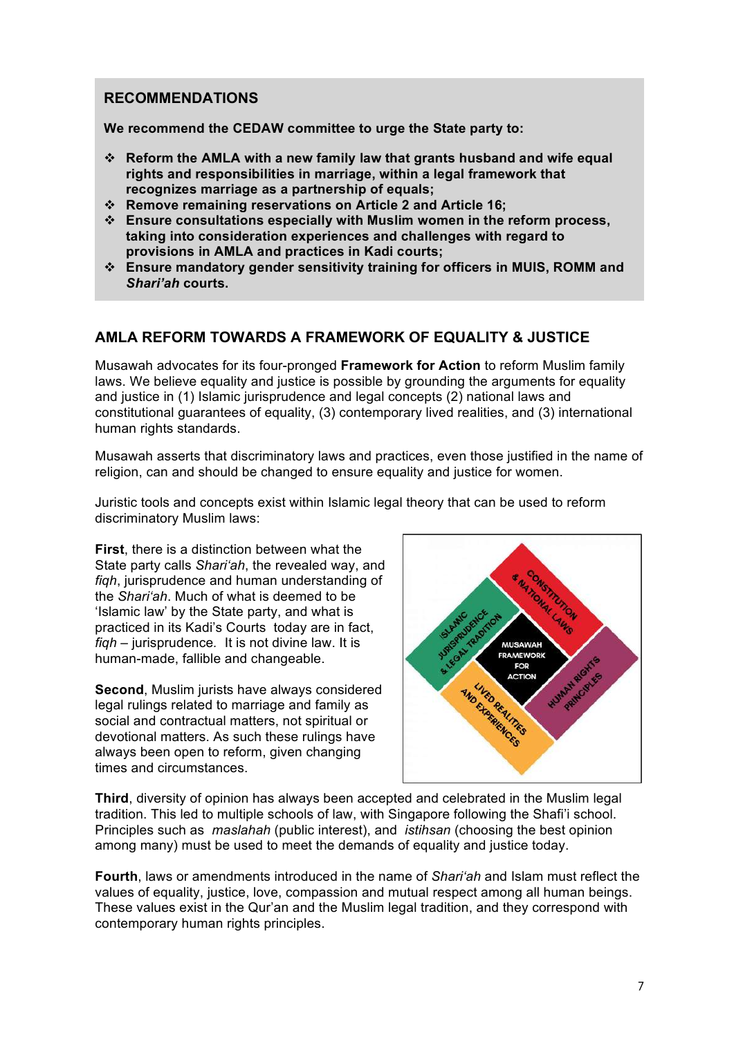## RECOMMENDATIONS

**We recommend the CEDAW committee to urge the State party to:**

- **Reform the AMLA with a new family law that grants husband and wife equal rights and responsibilities in marriage, within a legal framework that recognizes marriage as a partnership of equals;**
- **Remove remaining reservations on Article 2 and Article 16;**
- **Ensure consultations especially with Muslim women in the reform process, taking into consideration experiences and challenges with regard to provisions in AMLA and practices in Kadi courts;**
- **Ensure mandatory gender sensitivity training for officers in MUIS, ROMM and *Shari'ah* courts.**

## AMLA REFORM TOWARDS A FRAMEWORK OF EQUALITY & JUSTICE

Musawah advocates for its four-pronged **Framework for Action** to reform Muslim family laws. We believe equality and justice is possible by grounding the arguments for equality and justice in (1) Islamic jurisprudence and legal concepts (2) national laws and constitutional guarantees of equality, (3) contemporary lived realities, and (3) international human rights standards.

Musawah asserts that discriminatory laws and practices, even those justified in the name of religion, can and should be changed to ensure equality and justice for women.

Juristic tools and concepts exist within Islamic legal theory that can be used to reform discriminatory Muslim laws:

**First**, there is a distinction between what the State party calls *Shari'ah*, the revealed way, and *fiqh*, jurisprudence and human understanding of the *Shari'ah*. Much of what is deemed to be 'Islamic law' by the State party, and what is practiced in its Kadi's Courts today are in fact, *fiqh* – jurisprudence. It is not divine law. It is human-made, fallible and changeable.

**Second**, Muslim jurists have always considered legal rulings related to marriage and family as social and contractual matters, not spiritual or devotional matters. As such these rulings have always been open to reform, given changing times and circumstances.

ISLAMIC JURISPRUDENCE & LEGAL TRADITION | CONSTITUTION & NATIONAL LAWS | MUSAWAH FRAMEWORK FOR ACTION | LIVED REALITIES AND EXPERIENCES | HUMAN RIGHTS PRINCIPLES

**Third**, diversity of opinion has always been accepted and celebrated in the Muslim legal tradition. This led to multiple schools of law, with Singapore following the Shafi'i school. Principles such as *maslahah* (public interest), and *istihsan* (choosing the best opinion among many) must be used to meet the demands of equality and justice today.

**Fourth**, laws or amendments introduced in the name of *Shari'ah* and Islam must reflect the values of equality, justice, love, compassion and mutual respect among all human beings. These values exist in the Qur'an and the Muslim legal tradition, and they correspond with contemporary human rights principles.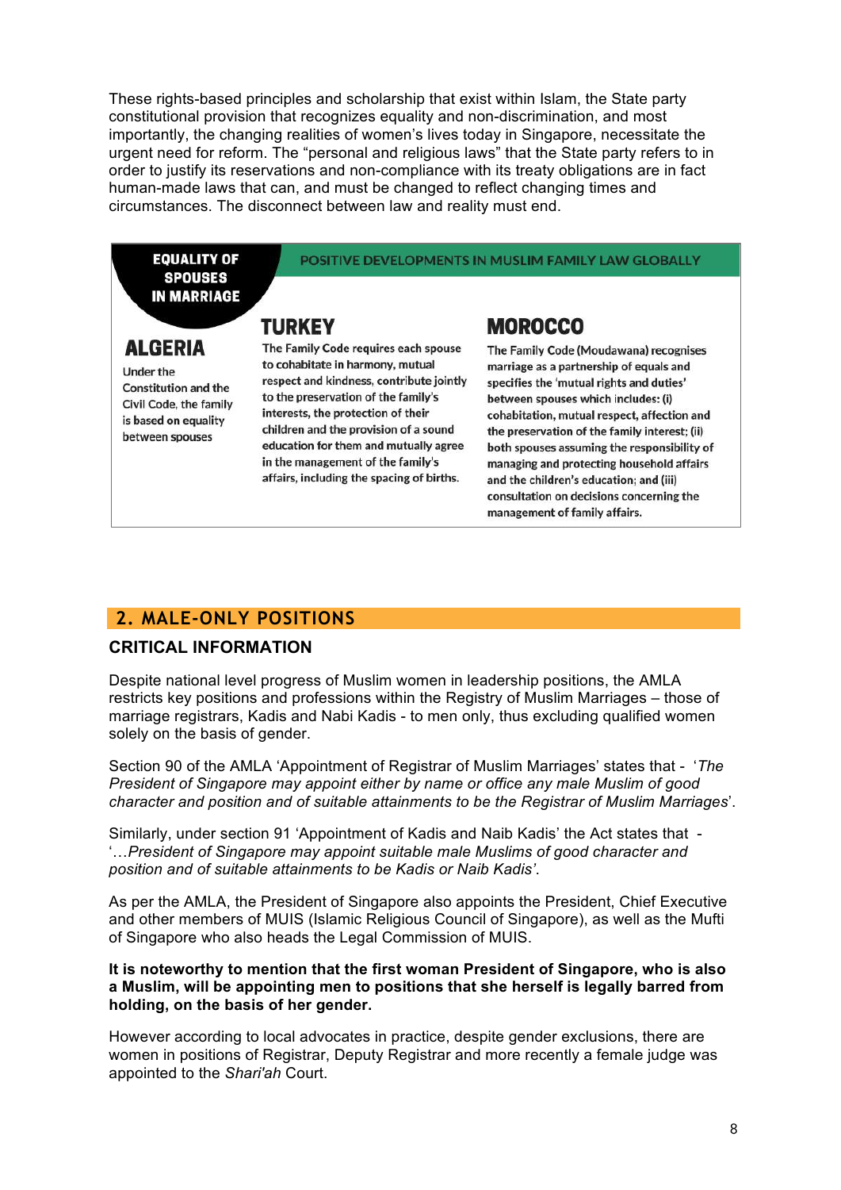These rights-based principles and scholarship that exist within Islam, the State party constitutional provision that recognizes equality and non-discrimination, and most importantly, the changing realities of women's lives today in Singapore, necessitate the urgent need for reform. The "personal and religious laws" that the State party refers to in order to justify its reservations and non-compliance with its treaty obligations are in fact human-made laws that can, and must be changed to reflect changing times and circumstances. The disconnect between law and reality must end.

**EQUALITY OF SPOUSES IN MARRIAGE**

**POSITIVE DEVELOPMENTS IN MUSLIM FAMILY LAW GLOBALLY**

### ALGERIA

Under the Constitution and the Civil Code, the family is based on equality between spouses

### TURKEY

The Family Code requires each spouse to cohabitate in harmony, mutual respect and kindness, contribute jointly to the preservation of the family's interests, the protection of their children and the provision of a sound education for them and mutually agree in the management of the family's affairs, including the spacing of births.

### MOROCCO

The Family Code (Moudawana) recognises marriage as a partnership of equals and specifies the 'mutual rights and duties' between spouses which includes: (i) cohabitation, mutual respect, affection and the preservation of the family interest; (ii) both spouses assuming the responsibility of managing and protecting household affairs and the children's education; and (iii) consultation on decisions concerning the management of family affairs.

## 2. MALE-ONLY POSITIONS

### CRITICAL INFORMATION

Despite national level progress of Muslim women in leadership positions, the AMLA restricts key positions and professions within the Registry of Muslim Marriages – those of marriage registrars, Kadis and Nabi Kadis - to men only, thus excluding qualified women solely on the basis of gender.

Section 90 of the AMLA 'Appointment of Registrar of Muslim Marriages' states that - '*The President of Singapore may appoint either by name or office any male Muslim of good character and position and of suitable attainments to be the Registrar of Muslim Marriages*'.

Similarly, under section 91 'Appointment of Kadis and Naib Kadis' the Act states that - '…*President of Singapore may appoint suitable male Muslims of good character and position and of suitable attainments to be Kadis or Naib Kadis'*.

As per the AMLA, the President of Singapore also appoints the President, Chief Executive and other members of MUIS (Islamic Religious Council of Singapore), as well as the Mufti of Singapore who also heads the Legal Commission of MUIS.

**It is noteworthy to mention that the first woman President of Singapore, who is also a Muslim, will be appointing men to positions that she herself is legally barred from holding, on the basis of her gender.**

However according to local advocates in practice, despite gender exclusions, there are women in positions of Registrar, Deputy Registrar and more recently a female judge was appointed to the *Shari'ah* Court.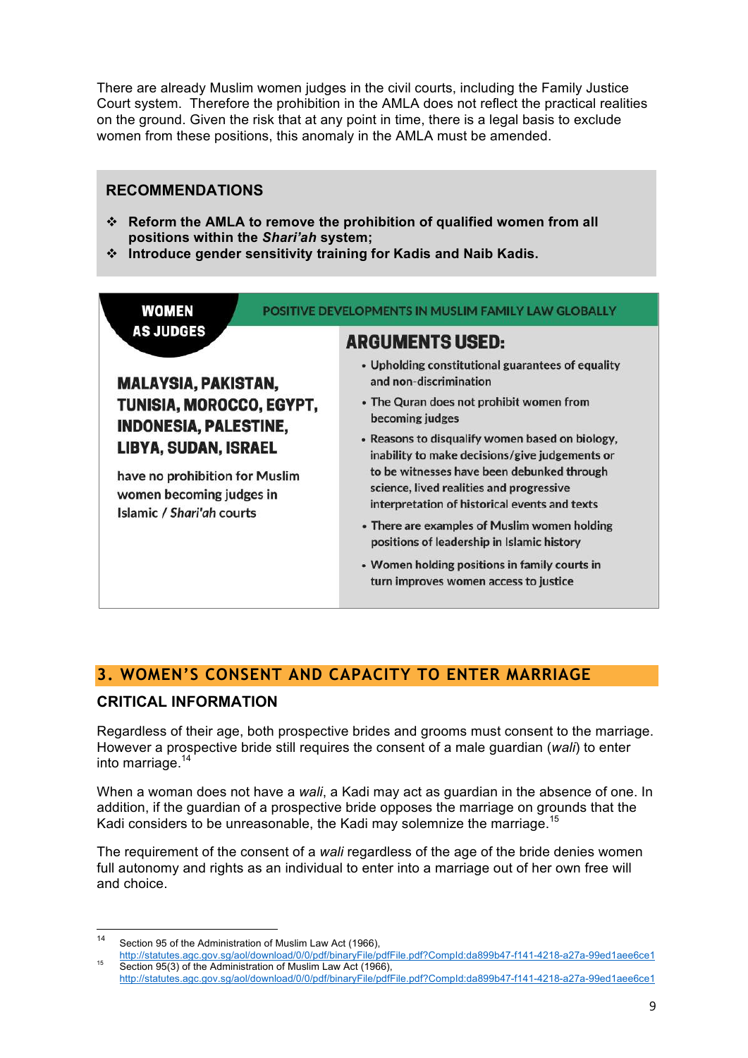There are already Muslim women judges in the civil courts, including the Family Justice Court system. Therefore the prohibition in the AMLA does not reflect the practical realities on the ground. Given the risk that at any point in time, there is a legal basis to exclude women from these positions, this anomaly in the AMLA must be amended.

**RECOMMENDATIONS**

- **Reform the AMLA to remove the prohibition of qualified women from all positions within the *Shari'ah* system;**
- **Introduce gender sensitivity training for Kadis and Naib Kadis.**

**WOMEN AS JUDGES**

**POSITIVE DEVELOPMENTS IN MUSLIM FAMILY LAW GLOBALLY**

**MALAYSIA, PAKISTAN, TUNISIA, MOROCCO, EGYPT, INDONESIA, PALESTINE, LIBYA, SUDAN, ISRAEL**

have no prohibition for Muslim women becoming judges in Islamic / *Shari'ah* courts

**ARGUMENTS USED:**

- Upholding constitutional guarantees of equality and non-discrimination
- The Quran does not prohibit women from becoming judges
- Reasons to disqualify women based on biology, inability to make decisions/give judgements or to be witnesses have been debunked through science, lived realities and progressive interpretation of historical events and texts
- There are examples of Muslim women holding positions of leadership in Islamic history
- Women holding positions in family courts in turn improves women access to justice

## 3. WOMEN'S CONSENT AND CAPACITY TO ENTER MARRIAGE

### CRITICAL INFORMATION

Regardless of their age, both prospective brides and grooms must consent to the marriage. However a prospective bride still requires the consent of a male guardian (*wali*) to enter into marriage.[14]

When a woman does not have a *wali*, a Kadi may act as guardian in the absence of one. In addition, if the guardian of a prospective bride opposes the marriage on grounds that the Kadi considers to be unreasonable, the Kadi may solemnize the marriage.[15]

The requirement of the consent of a *wali* regardless of the age of the bride denies women full autonomy and rights as an individual to enter into a marriage out of her own free will and choice.

---

[14] Section 95 of the Administration of Muslim Law Act (1966), http://statutes.agc.gov.sg/aol/download/0/0/pdf/binaryFile/pdfFile.pdf?CompId:da899b47-f141-4218-a27a-99ed1aee6ce1

[15] Section 95(3) of the Administration of Muslim Law Act (1966), http://statutes.agc.gov.sg/aol/download/0/0/pdf/binaryFile/pdfFile.pdf?CompId:da899b47-f141-4218-a27a-99ed1aee6ce1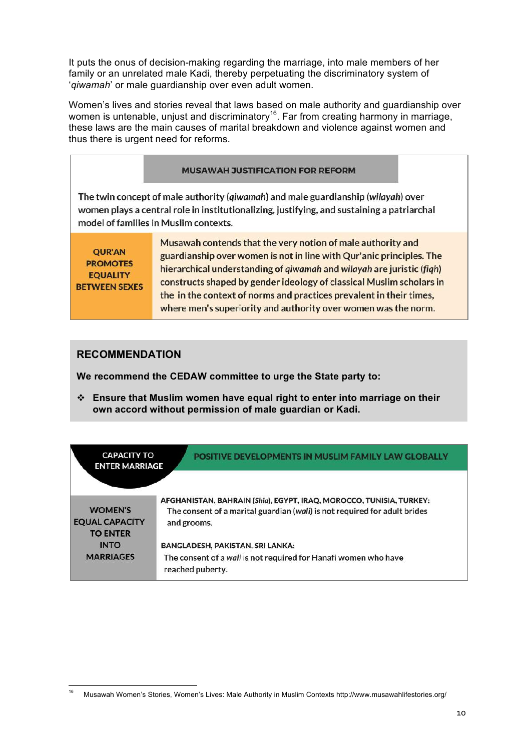It puts the onus of decision-making regarding the marriage, into male members of her family or an unrelated male Kadi, thereby perpetuating the discriminatory system of '*qiwamah*' or male guardianship over even adult women.

Women's lives and stories reveal that laws based on male authority and guardianship over women is untenable, unjust and discriminatory[16]. Far from creating harmony in marriage, these laws are the main causes of marital breakdown and violence against women and thus there is urgent need for reforms.

| MUSAWAH JUSTIFICATION FOR REFORM | |
|---|---|
| The twin concept of male authority (*qiwamah*) and male guardianship (*wilayah*) over women plays a central role in institutionalizing, justifying, and sustaining a patriarchal model of families in Muslim contexts. | |
| **QUR'AN PROMOTES EQUALITY BETWEEN SEXES** | Musawah contends that the very notion of male authority and guardianship over women is not in line with Qur'anic principles. The hierarchical understanding of *qiwamah* and *wilayah* are juristic (*fiqh*) constructs shaped by gender ideology of classical Muslim scholars in the in the context of norms and practices prevalent in their times, where men's superiority and authority over women was the norm. |

## RECOMMENDATION

**We recommend the CEDAW committee to urge the State party to:**

- **Ensure that Muslim women have equal right to enter into marriage on their own accord without permission of male guardian or Kadi.**

| CAPACITY TO ENTER MARRIAGE | POSITIVE DEVELOPMENTS IN MUSLIM FAMILY LAW GLOBALLY |
|---|---|
| **WOMEN'S EQUAL CAPACITY TO ENTER INTO MARRIAGES** | **AFGHANISTAN, BAHRAIN (*Shia*), EGYPT, IRAQ, MOROCCO, TUNISIA, TURKEY:** The consent of a marital guardian (*wali*) is not required for adult brides and grooms.<br><br>**BANGLADESH, PAKISTAN, SRI LANKA:** The consent of a *wali* is not required for Hanafi women who have reached puberty. |

[16] Musawah Women's Stories, Women's Lives: Male Authority in Muslim Contexts http://www.musawahlifestories.org/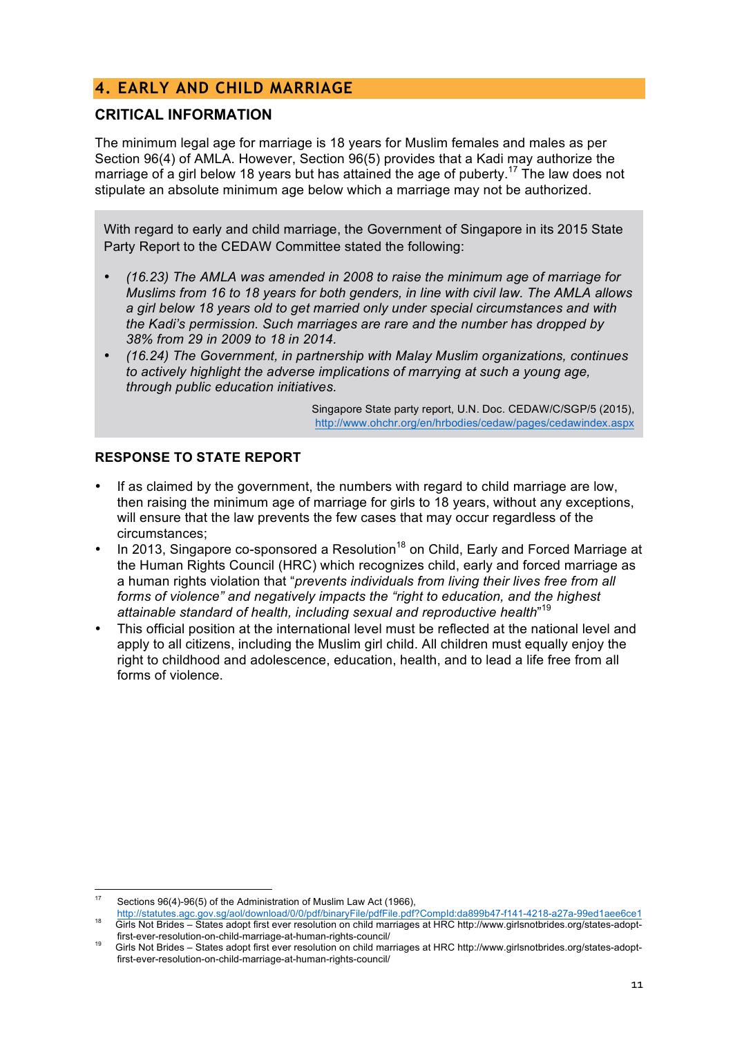## 4. EARLY AND CHILD MARRIAGE

### CRITICAL INFORMATION

The minimum legal age for marriage is 18 years for Muslim females and males as per Section 96(4) of AMLA. However, Section 96(5) provides that a Kadi may authorize the marriage of a girl below 18 years but has attained the age of puberty.[17] The law does not stipulate an absolute minimum age below which a marriage may not be authorized.

With regard to early and child marriage, the Government of Singapore in its 2015 State Party Report to the CEDAW Committee stated the following:

- *(16.23) The AMLA was amended in 2008 to raise the minimum age of marriage for Muslims from 16 to 18 years for both genders, in line with civil law. The AMLA allows a girl below 18 years old to get married only under special circumstances and with the Kadi's permission. Such marriages are rare and the number has dropped by 38% from 29 in 2009 to 18 in 2014.*
- *(16.24) The Government, in partnership with Malay Muslim organizations, continues to actively highlight the adverse implications of marrying at such a young age, through public education initiatives.*

Singapore State party report, U.N. Doc. CEDAW/C/SGP/5 (2015), http://www.ohchr.org/en/hrbodies/cedaw/pages/cedawindex.aspx

### RESPONSE TO STATE REPORT

- If as claimed by the government, the numbers with regard to child marriage are low, then raising the minimum age of marriage for girls to 18 years, without any exceptions, will ensure that the law prevents the few cases that may occur regardless of the circumstances;
- In 2013, Singapore co-sponsored a Resolution[18] on Child, Early and Forced Marriage at the Human Rights Council (HRC) which recognizes child, early and forced marriage as a human rights violation that "*prevents individuals from living their lives free from all forms of violence" and negatively impacts the "right to education, and the highest attainable standard of health, including sexual and reproductive health*"[19]
- This official position at the international level must be reflected at the national level and apply to all citizens, including the Muslim girl child. All children must equally enjoy the right to childhood and adolescence, education, health, and to lead a life free from all forms of violence.

---

[17] Sections 96(4)-96(5) of the Administration of Muslim Law Act (1966), http://statutes.agc.gov.sg/aol/download/0/0/pdf/binaryFile/pdfFile.pdf?CompId:da899b47-f141-4218-a27a-99ed1aee6ce1

[18] Girls Not Brides – States adopt first ever resolution on child marriages at HRC http://www.girlsnotbrides.org/states-adopt-first-ever-resolution-on-child-marriage-at-human-rights-council/

[19] Girls Not Brides – States adopt first ever resolution on child marriages at HRC http://www.girlsnotbrides.org/states-adopt-first-ever-resolution-on-child-marriage-at-human-rights-council/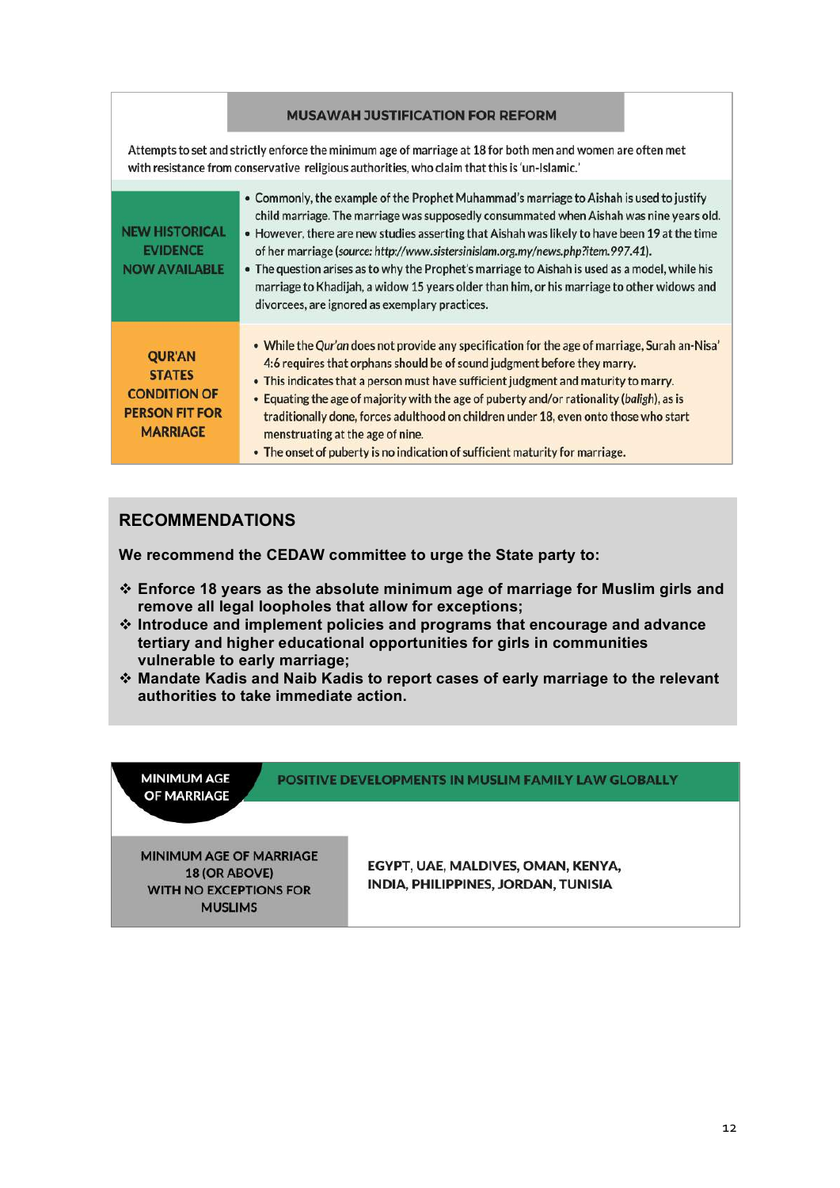| MUSAWAH JUSTIFICATION FOR REFORM | |
|---|---|
| Attempts to set and strictly enforce the minimum age of marriage at 18 for both men and women are often met with resistance from conservative religious authorities, who claim that this is 'un-Islamic.' | |
| **NEW HISTORICAL EVIDENCE NOW AVAILABLE** | • Commonly, the example of the Prophet Muhammad's marriage to Aishah is used to justify child marriage. The marriage was supposedly consummated when Aishah was nine years old.<br>• However, there are new studies asserting that Aishah was likely to have been 19 at the time of her marriage (*source: http://www.sistersinislam.org.my/news.php?item.997.41*).<br>• The question arises as to why the Prophet's marriage to Aishah is used as a model, while his marriage to Khadijah, a widow 15 years older than him, or his marriage to other widows and divorcees, are ignored as exemplary practices. |
| **QUR'AN STATES CONDITION OF PERSON FIT FOR MARRIAGE** | • While the *Qur'an* does not provide any specification for the age of marriage, Surah an-Nisa' 4:6 requires that orphans should be of sound judgment before they marry.<br>• This indicates that a person must have sufficient judgment and maturity to marry.<br>• Equating the age of majority with the age of puberty and/or rationality (*baligh*), as is traditionally done, forces adulthood on children under 18, even onto those who start menstruating at the age of nine.<br>• The onset of puberty is no indication of sufficient maturity for marriage. |

## RECOMMENDATIONS

**We recommend the CEDAW committee to urge the State party to:**

- **Enforce 18 years as the absolute minimum age of marriage for Muslim girls and remove all legal loopholes that allow for exceptions;**
- **Introduce and implement policies and programs that encourage and advance tertiary and higher educational opportunities for girls in communities vulnerable to early marriage;**
- **Mandate Kadis and Naib Kadis to report cases of early marriage to the relevant authorities to take immediate action.**

| MINIMUM AGE OF MARRIAGE | POSITIVE DEVELOPMENTS IN MUSLIM FAMILY LAW GLOBALLY |
|---|---|
| MINIMUM AGE OF MARRIAGE 18 (OR ABOVE) WITH NO EXCEPTIONS FOR MUSLIMS | EGYPT, UAE, MALDIVES, OMAN, KENYA, INDIA, PHILIPPINES, JORDAN, TUNISIA |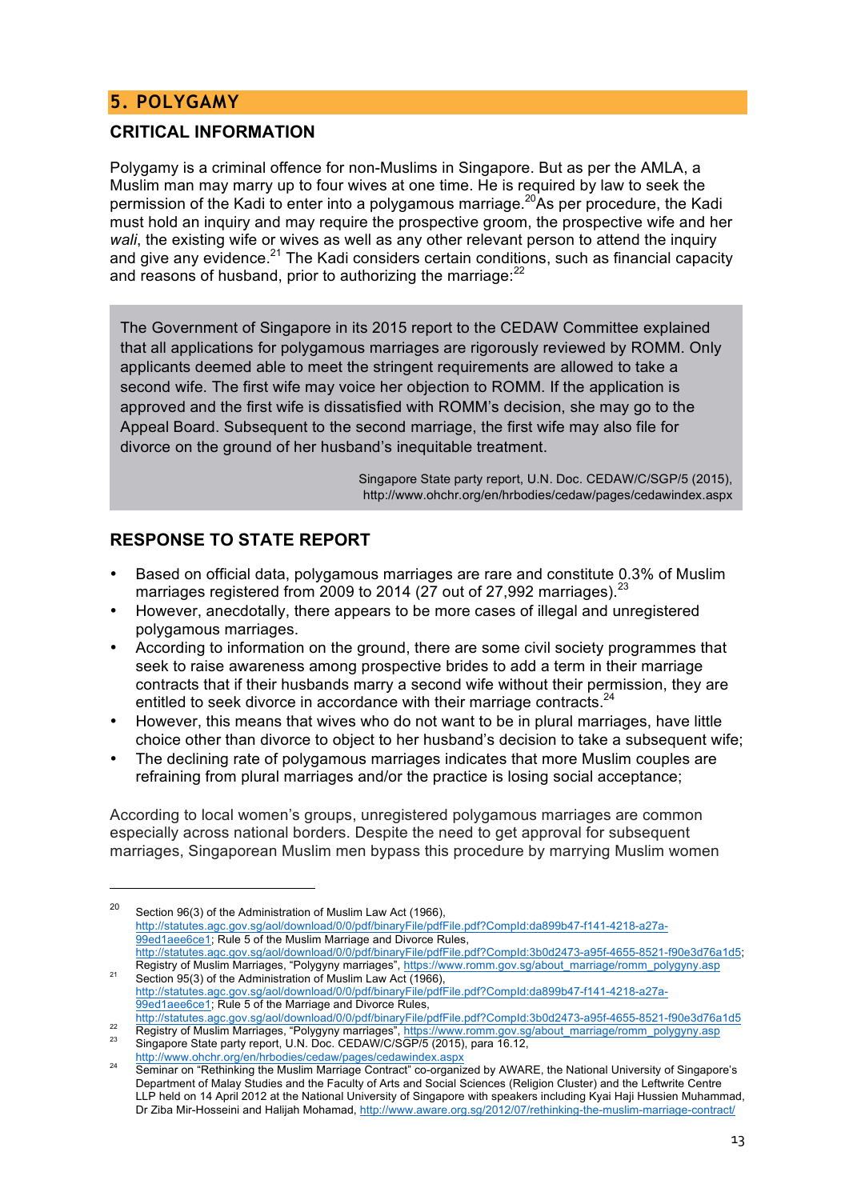## 5. POLYGAMY

### CRITICAL INFORMATION

Polygamy is a criminal offence for non-Muslims in Singapore. But as per the AMLA, a Muslim man may marry up to four wives at one time. He is required by law to seek the permission of the Kadi to enter into a polygamous marriage.[20] As per procedure, the Kadi must hold an inquiry and may require the prospective groom, the prospective wife and her *wali*, the existing wife or wives as well as any other relevant person to attend the inquiry and give any evidence.[21] The Kadi considers certain conditions, such as financial capacity and reasons of husband, prior to authorizing the marriage:[22]

> The Government of Singapore in its 2015 report to the CEDAW Committee explained that all applications for polygamous marriages are rigorously reviewed by ROMM. Only applicants deemed able to meet the stringent requirements are allowed to take a second wife. The first wife may voice her objection to ROMM. If the application is approved and the first wife is dissatisfied with ROMM's decision, she may go to the Appeal Board. Subsequent to the second marriage, the first wife may also file for divorce on the ground of her husband's inequitable treatment.
>
> Singapore State party report, U.N. Doc. CEDAW/C/SGP/5 (2015), http://www.ohchr.org/en/hrbodies/cedaw/pages/cedawindex.aspx

### RESPONSE TO STATE REPORT

- Based on official data, polygamous marriages are rare and constitute 0.3% of Muslim marriages registered from 2009 to 2014 (27 out of 27,992 marriages).[23]
- However, anecdotally, there appears to be more cases of illegal and unregistered polygamous marriages.
- According to information on the ground, there are some civil society programmes that seek to raise awareness among prospective brides to add a term in their marriage contracts that if their husbands marry a second wife without their permission, they are entitled to seek divorce in accordance with their marriage contracts.[24]
- However, this means that wives who do not want to be in plural marriages, have little choice other than divorce to object to her husband's decision to take a subsequent wife;
- The declining rate of polygamous marriages indicates that more Muslim couples are refraining from plural marriages and/or the practice is losing social acceptance;

According to local women's groups, unregistered polygamous marriages are common especially across national borders. Despite the need to get approval for subsequent marriages, Singaporean Muslim men bypass this procedure by marrying Muslim women

---

[20] Section 96(3) of the Administration of Muslim Law Act (1966), http://statutes.agc.gov.sg/aol/download/0/0/pdf/binaryFile/pdfFile.pdf?CompId:da899b47-f141-4218-a27a-99ed1aee6ce1; Rule 5 of the Muslim Marriage and Divorce Rules, http://statutes.agc.gov.sg/aol/download/0/0/pdf/binaryFile/pdfFile.pdf?CompId:3b0d2473-a95f-4655-8521-f90e3d76a1d5; Registry of Muslim Marriages, "Polygyny marriages", https://www.romm.gov.sg/about_marriage/romm_polygyny.asp

[21] Section 95(3) of the Administration of Muslim Law Act (1966), http://statutes.agc.gov.sg/aol/download/0/0/pdf/binaryFile/pdfFile.pdf?CompId:da899b47-f141-4218-a27a-99ed1aee6ce1; Rule 5 of the Marriage and Divorce Rules, http://statutes.agc.gov.sg/aol/download/0/0/pdf/binaryFile/pdfFile.pdf?CompId:3b0d2473-a95f-4655-8521-f90e3d76a1d5

[22] Registry of Muslim Marriages, "Polygyny marriages", https://www.romm.gov.sg/about_marriage/romm_polygyny.asp

[23] Singapore State party report, U.N. Doc. CEDAW/C/SGP/5 (2015), para 16.12, http://www.ohchr.org/en/hrbodies/cedaw/pages/cedawindex.aspx

[24] Seminar on "Rethinking the Muslim Marriage Contract" co-organized by AWARE, the National University of Singapore's Department of Malay Studies and the Faculty of Arts and Social Sciences (Religion Cluster) and the Leftwrite Centre LLP held on 14 April 2012 at the National University of Singapore with speakers including Kyai Haji Hussien Muhammad, Dr Ziba Mir-Hosseini and Halijah Mohamad, http://www.aware.org.sg/2012/07/rethinking-the-muslim-marriage-contract/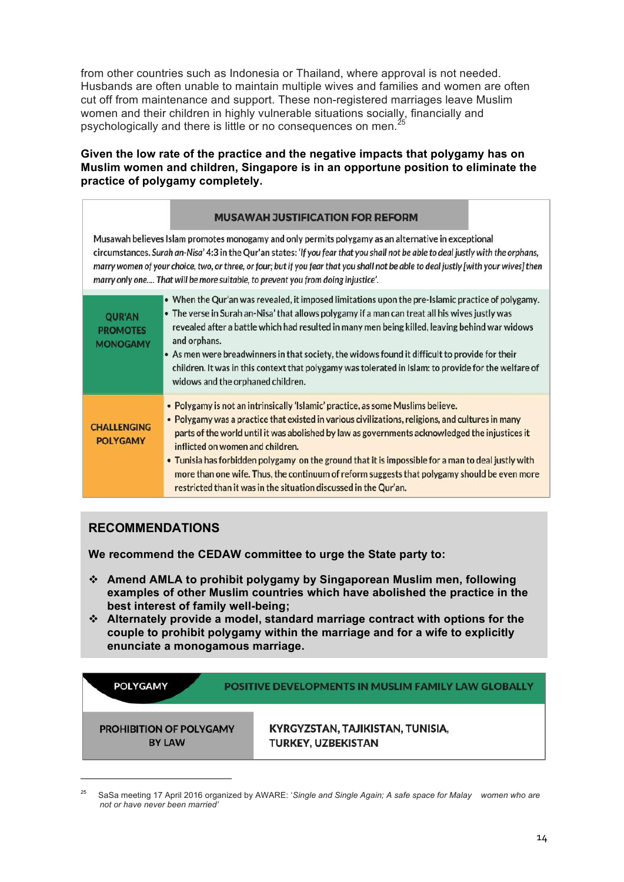from other countries such as Indonesia or Thailand, where approval is not needed. Husbands are often unable to maintain multiple wives and families and women are often cut off from maintenance and support. These non-registered marriages leave Muslim women and their children in highly vulnerable situations socially, financially and psychologically and there is little or no consequences on men.[25]

**Given the low rate of the practice and the negative impacts that polygamy has on Muslim women and children, Singapore is in an opportune position to eliminate the practice of polygamy completely.**

| MUSAWAH JUSTIFICATION FOR REFORM | |
|---|---|
| Musawah believes Islam promotes monogamy and only permits polygamy as an alternative in exceptional circumstances. *Surah an-Nisa'* 4:3 in the Qur'an states: '*If you fear that you shall not be able to deal justly with the orphans, marry women of your choice, two, or three, or four; but if you fear that you shall not be able to deal justly [with your wives] then marry only one.... That will be more suitable, to prevent you from doing injustice*'. | |
| QUR'AN PROMOTES MONOGAMY | • When the Qur'an was revealed, it imposed limitations upon the pre-Islamic practice of polygamy.<br>• The verse in Surah an-Nisa' that allows polygamy if a man can treat all his wives justly was revealed after a battle which had resulted in many men being killed, leaving behind war widows and orphans.<br>• As men were breadwinners in that society, the widows found it difficult to provide for their children. It was in this context that polygamy was tolerated in Islam: to provide for the welfare of widows and the orphaned children. |
| CHALLENGING POLYGAMY | • Polygamy is not an intrinsically 'Islamic' practice, as some Muslims believe.<br>• Polygamy was a practice that existed in various civilizations, religions, and cultures in many parts of the world until it was abolished by law as governments acknowledged the injustices it inflicted on women and children.<br>• Tunisia has forbidden polygamy on the ground that it is impossible for a man to deal justly with more than one wife. Thus, the continuum of reform suggests that polygamy should be even more restricted than it was in the situation discussed in the Qur'an. |

## RECOMMENDATIONS

**We recommend the CEDAW committee to urge the State party to:**

- **Amend AMLA to prohibit polygamy by Singaporean Muslim men, following examples of other Muslim countries which have abolished the practice in the best interest of family well-being;**
- **Alternately provide a model, standard marriage contract with options for the couple to prohibit polygamy within the marriage and for a wife to explicitly enunciate a monogamous marriage.**

| POLYGAMY | POSITIVE DEVELOPMENTS IN MUSLIM FAMILY LAW GLOBALLY |
|---|---|
| PROHIBITION OF POLYGAMY BY LAW | KYRGYZSTAN, TAJIKISTAN, TUNISIA, TURKEY, UZBEKISTAN |

[25] SaSa meeting 17 April 2016 organized by AWARE: '*Single and Single Again; A safe space for Malay women who are not or have never been married*'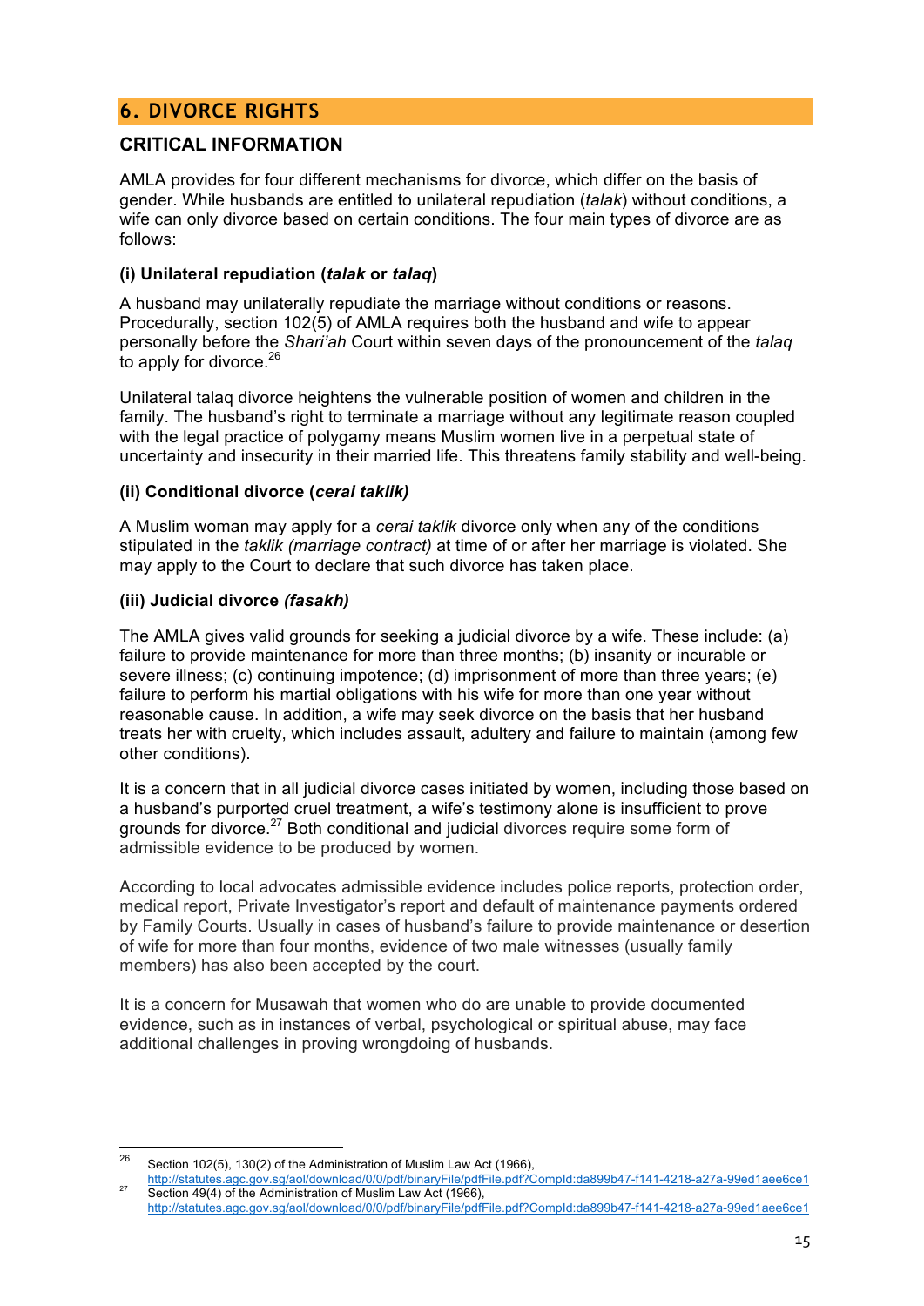## 6. DIVORCE RIGHTS

### CRITICAL INFORMATION

AMLA provides for four different mechanisms for divorce, which differ on the basis of gender. While husbands are entitled to unilateral repudiation (*talak*) without conditions, a wife can only divorce based on certain conditions. The four main types of divorce are as follows:

**(i) Unilateral repudiation (*talak* or *talaq*)**

A husband may unilaterally repudiate the marriage without conditions or reasons. Procedurally, section 102(5) of AMLA requires both the husband and wife to appear personally before the *Shari'ah* Court within seven days of the pronouncement of the *talaq* to apply for divorce.[26]

Unilateral talaq divorce heightens the vulnerable position of women and children in the family. The husband's right to terminate a marriage without any legitimate reason coupled with the legal practice of polygamy means Muslim women live in a perpetual state of uncertainty and insecurity in their married life. This threatens family stability and well-being.

**(ii) Conditional divorce (*cerai taklik)***

A Muslim woman may apply for a *cerai taklik* divorce only when any of the conditions stipulated in the *taklik (marriage contract)* at time of or after her marriage is violated. She may apply to the Court to declare that such divorce has taken place.

**(iii) Judicial divorce *(fasakh)***

The AMLA gives valid grounds for seeking a judicial divorce by a wife. These include: (a) failure to provide maintenance for more than three months; (b) insanity or incurable or severe illness; (c) continuing impotence; (d) imprisonment of more than three years; (e) failure to perform his martial obligations with his wife for more than one year without reasonable cause. In addition, a wife may seek divorce on the basis that her husband treats her with cruelty, which includes assault, adultery and failure to maintain (among few other conditions).

It is a concern that in all judicial divorce cases initiated by women, including those based on a husband's purported cruel treatment, a wife's testimony alone is insufficient to prove grounds for divorce.[27] Both conditional and judicial divorces require some form of admissible evidence to be produced by women.

According to local advocates admissible evidence includes police reports, protection order, medical report, Private Investigator's report and default of maintenance payments ordered by Family Courts. Usually in cases of husband's failure to provide maintenance or desertion of wife for more than four months, evidence of two male witnesses (usually family members) has also been accepted by the court.

It is a concern for Musawah that women who do are unable to provide documented evidence, such as in instances of verbal, psychological or spiritual abuse, may face additional challenges in proving wrongdoing of husbands.

---

[26] Section 102(5), 130(2) of the Administration of Muslim Law Act (1966), http://statutes.agc.gov.sg/aol/download/0/0/pdf/binaryFile/pdfFile.pdf?CompId:da899b47-f141-4218-a27a-99ed1aee6ce1

[27] Section 49(4) of the Administration of Muslim Law Act (1966), http://statutes.agc.gov.sg/aol/download/0/0/pdf/binaryFile/pdfFile.pdf?CompId:da899b47-f141-4218-a27a-99ed1aee6ce1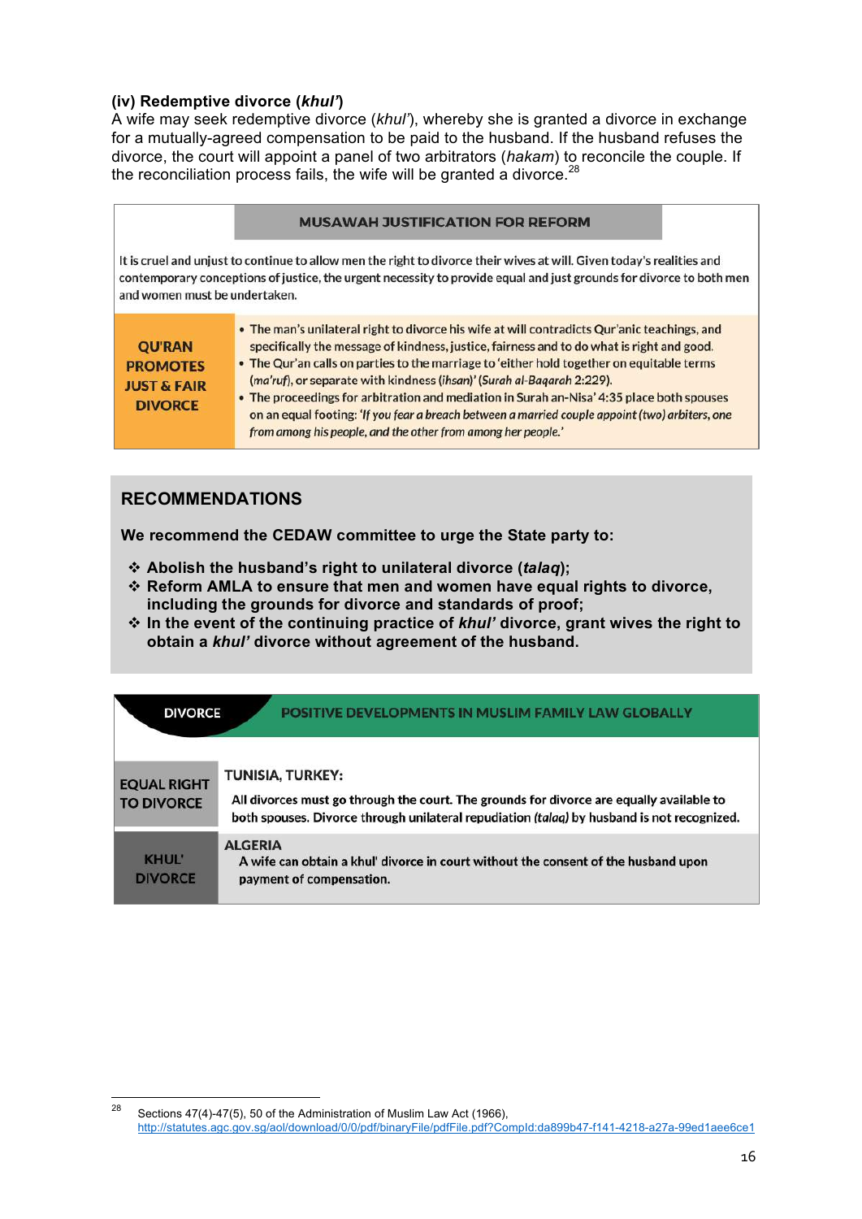### (iv) Redemptive divorce (*khul'*)

A wife may seek redemptive divorce (*khul'*), whereby she is granted a divorce in exchange for a mutually-agreed compensation to be paid to the husband. If the husband refuses the divorce, the court will appoint a panel of two arbitrators (*hakam*) to reconcile the couple. If the reconciliation process fails, the wife will be granted a divorce.[28]

**MUSAWAH JUSTIFICATION FOR REFORM**

It is cruel and unjust to continue to allow men the right to divorce their wives at will. Given today's realities and contemporary conceptions of justice, the urgent necessity to provide equal and just grounds for divorce to both men and women must be undertaken.

| | |
|---|---|
| **QU'RAN PROMOTES JUST & FAIR DIVORCE** | • The man's unilateral right to divorce his wife at will contradicts Qur'anic teachings, and specifically the message of kindness, justice, fairness and to do what is right and good.<br>• The Qur'an calls on parties to the marriage to 'either hold together on equitable terms (*ma'ruf*), or separate with kindness (*ihsan*)' (*Surah al-Baqarah* 2:229).<br>• The proceedings for arbitration and mediation in Surah an-Nisa' 4:35 place both spouses on an equal footing: *'If you fear a breach between a married couple appoint (two) arbiters, one from among his people, and the other from among her people.'* |

## RECOMMENDATIONS

**We recommend the CEDAW committee to urge the State party to:**

- **Abolish the husband's right to unilateral divorce (*talaq*);**
- **Reform AMLA to ensure that men and women have equal rights to divorce, including the grounds for divorce and standards of proof;**
- **In the event of the continuing practice of *khul'* divorce, grant wives the right to obtain a *khul'* divorce without agreement of the husband.**

| DIVORCE | POSITIVE DEVELOPMENTS IN MUSLIM FAMILY LAW GLOBALLY |
|---|---|
| **EQUAL RIGHT TO DIVORCE** | **TUNISIA, TURKEY:**<br>All divorces must go through the court. The grounds for divorce are equally available to both spouses. Divorce through unilateral repudiation *(talaq)* by husband is not recognized. |
| **KHUL' DIVORCE** | **ALGERIA**<br>A wife can obtain a khul' divorce in court without the consent of the husband upon payment of compensation. |

[28] Sections 47(4)-47(5), 50 of the Administration of Muslim Law Act (1966), http://statutes.agc.gov.sg/aol/download/0/0/pdf/binaryFile/pdfFile.pdf?CompId:da899b47-f141-4218-a27a-99ed1aee6ce1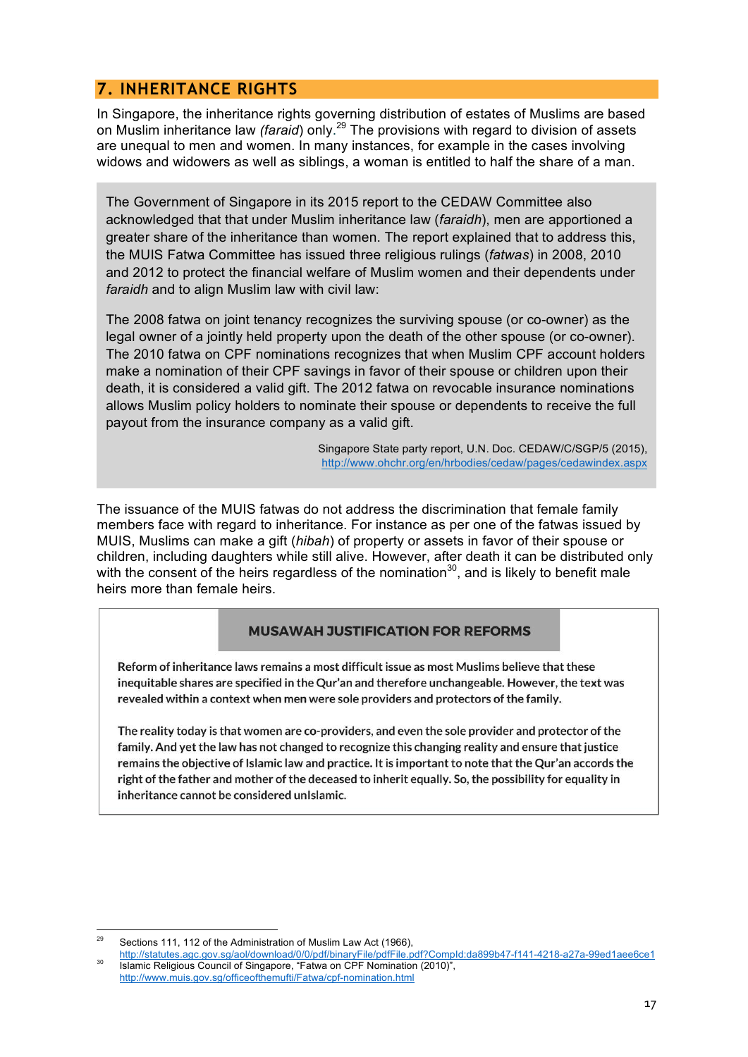## 7. INHERITANCE RIGHTS

In Singapore, the inheritance rights governing distribution of estates of Muslims are based on Muslim inheritance law *(faraid)* only.[29] The provisions with regard to division of assets are unequal to men and women. In many instances, for example in the cases involving widows and widowers as well as siblings, a woman is entitled to half the share of a man.

> The Government of Singapore in its 2015 report to the CEDAW Committee also acknowledged that that under Muslim inheritance law (*faraidh*), men are apportioned a greater share of the inheritance than women. The report explained that to address this, the MUIS Fatwa Committee has issued three religious rulings (*fatwas*) in 2008, 2010 and 2012 to protect the financial welfare of Muslim women and their dependents under *faraidh* and to align Muslim law with civil law:
>
> The 2008 fatwa on joint tenancy recognizes the surviving spouse (or co-owner) as the legal owner of a jointly held property upon the death of the other spouse (or co-owner). The 2010 fatwa on CPF nominations recognizes that when Muslim CPF account holders make a nomination of their CPF savings in favor of their spouse or children upon their death, it is considered a valid gift. The 2012 fatwa on revocable insurance nominations allows Muslim policy holders to nominate their spouse or dependents to receive the full payout from the insurance company as a valid gift.
>
> Singapore State party report, U.N. Doc. CEDAW/C/SGP/5 (2015), http://www.ohchr.org/en/hrbodies/cedaw/pages/cedawindex.aspx

The issuance of the MUIS fatwas do not address the discrimination that female family members face with regard to inheritance. For instance as per one of the fatwas issued by MUIS, Muslims can make a gift (*hibah*) of property or assets in favor of their spouse or children, including daughters while still alive. However, after death it can be distributed only with the consent of the heirs regardless of the nomination[30], and is likely to benefit male heirs more than female heirs.

### MUSAWAH JUSTIFICATION FOR REFORMS

**Reform of inheritance laws remains a most difficult issue as most Muslims believe that these inequitable shares are specified in the Qur'an and therefore unchangeable. However, the text was revealed within a context when men were sole providers and protectors of the family.**

**The reality today is that women are co-providers, and even the sole provider and protector of the family. And yet the law has not changed to recognize this changing reality and ensure that justice remains the objective of Islamic law and practice. It is important to note that the Qur'an accords the right of the father and mother of the deceased to inherit equally. So, the possibility for equality in inheritance cannot be considered unIslamic.**

---

[29] Sections 111, 112 of the Administration of Muslim Law Act (1966), http://statutes.agc.gov.sg/aol/download/0/0/pdf/binaryFile/pdfFile.pdf?CompId:da899b47-f141-4218-a27a-99ed1aee6ce1

[30] Islamic Religious Council of Singapore, "Fatwa on CPF Nomination (2010)", http://www.muis.gov.sg/officeofthemufti/Fatwa/cpf-nomination.html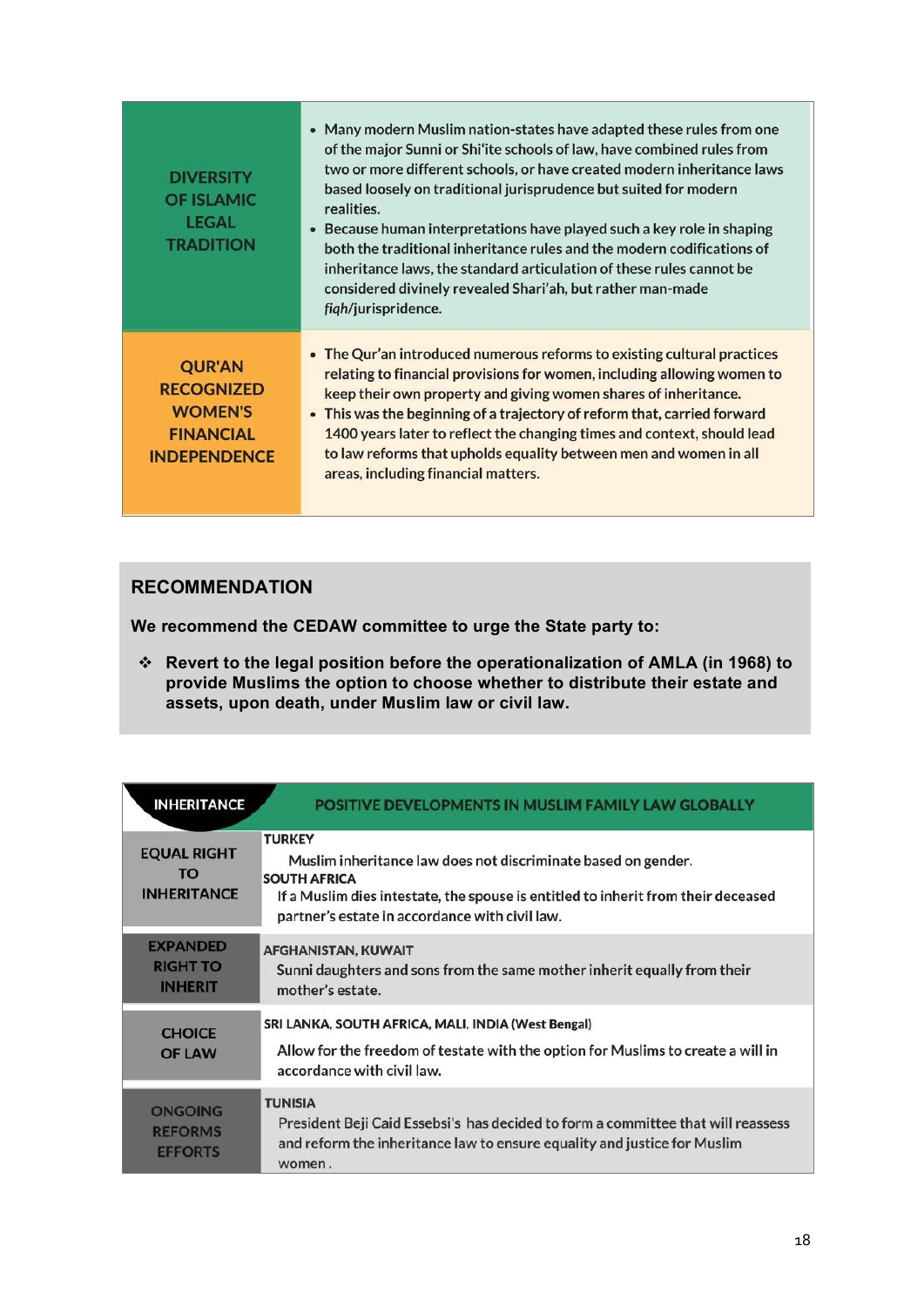| | |
|---|---|
| **DIVERSITY OF ISLAMIC LEGAL TRADITION** | • Many modern Muslim nation-states have adapted these rules from one of the major Sunni or Shi'ite schools of law, have combined rules from two or more different schools, or have created modern inheritance laws based loosely on traditional jurisprudence but suited for modern realities.<br>• Because human interpretations have played such a key role in shaping both the traditional inheritance rules and the modern codifications of inheritance laws, the standard articulation of these rules cannot be considered divinely revealed Shari'ah, but rather man-made *fiqh*/jurisprudence. |
| **QUR'AN RECOGNIZED WOMEN'S FINANCIAL INDEPENDENCE** | • The Qur'an introduced numerous reforms to existing cultural practices relating to financial provisions for women, including allowing women to keep their own property and giving women shares of inheritance.<br>• This was the beginning of a trajectory of reform that, carried forward 1400 years later to reflect the changing times and context, should lead to law reforms that upholds equality between men and women in all areas, including financial matters. |

## RECOMMENDATION

**We recommend the CEDAW committee to urge the State party to:**

- **Revert to the legal position before the operationalization of AMLA (in 1968) to provide Muslims the option to choose whether to distribute their estate and assets, upon death, under Muslim law or civil law.**

| INHERITANCE | POSITIVE DEVELOPMENTS IN MUSLIM FAMILY LAW GLOBALLY |
|---|---|
| **EQUAL RIGHT TO INHERITANCE** | **TURKEY**<br>Muslim inheritance law does not discriminate based on gender.<br>**SOUTH AFRICA**<br>If a Muslim dies intestate, the spouse is entitled to inherit from their deceased partner's estate in accordance with civil law. |
| **EXPANDED RIGHT TO INHERIT** | **AFGHANISTAN, KUWAIT**<br>Sunni daughters and sons from the same mother inherit equally from their mother's estate. |
| **CHOICE OF LAW** | **SRI LANKA, SOUTH AFRICA, MALI, INDIA (West Bengal)**<br>Allow for the freedom of testate with the option for Muslims to create a will in accordance with civil law. |
| **ONGOING REFORMS EFFORTS** | **TUNISIA**<br>President Beji Caid Essebsi's has decided to form a committee that will reassess and reform the inheritance law to ensure equality and justice for Muslim women . |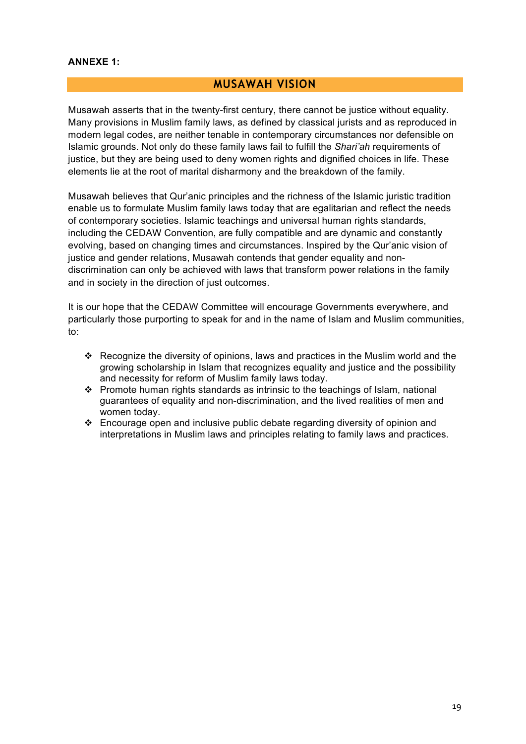**ANNEXE 1:**

## MUSAWAH VISION

Musawah asserts that in the twenty-first century, there cannot be justice without equality. Many provisions in Muslim family laws, as defined by classical jurists and as reproduced in modern legal codes, are neither tenable in contemporary circumstances nor defensible on Islamic grounds. Not only do these family laws fail to fulfill the *Shari'ah* requirements of justice, but they are being used to deny women rights and dignified choices in life. These elements lie at the root of marital disharmony and the breakdown of the family.

Musawah believes that Qur'anic principles and the richness of the Islamic juristic tradition enable us to formulate Muslim family laws today that are egalitarian and reflect the needs of contemporary societies. Islamic teachings and universal human rights standards, including the CEDAW Convention, are fully compatible and are dynamic and constantly evolving, based on changing times and circumstances. Inspired by the Qur'anic vision of justice and gender relations, Musawah contends that gender equality and non-discrimination can only be achieved with laws that transform power relations in the family and in society in the direction of just outcomes.

It is our hope that the CEDAW Committee will encourage Governments everywhere, and particularly those purporting to speak for and in the name of Islam and Muslim communities, to:

- Recognize the diversity of opinions, laws and practices in the Muslim world and the growing scholarship in Islam that recognizes equality and justice and the possibility and necessity for reform of Muslim family laws today.
- Promote human rights standards as intrinsic to the teachings of Islam, national guarantees of equality and non-discrimination, and the lived realities of men and women today.
- Encourage open and inclusive public debate regarding diversity of opinion and interpretations in Muslim laws and principles relating to family laws and practices.